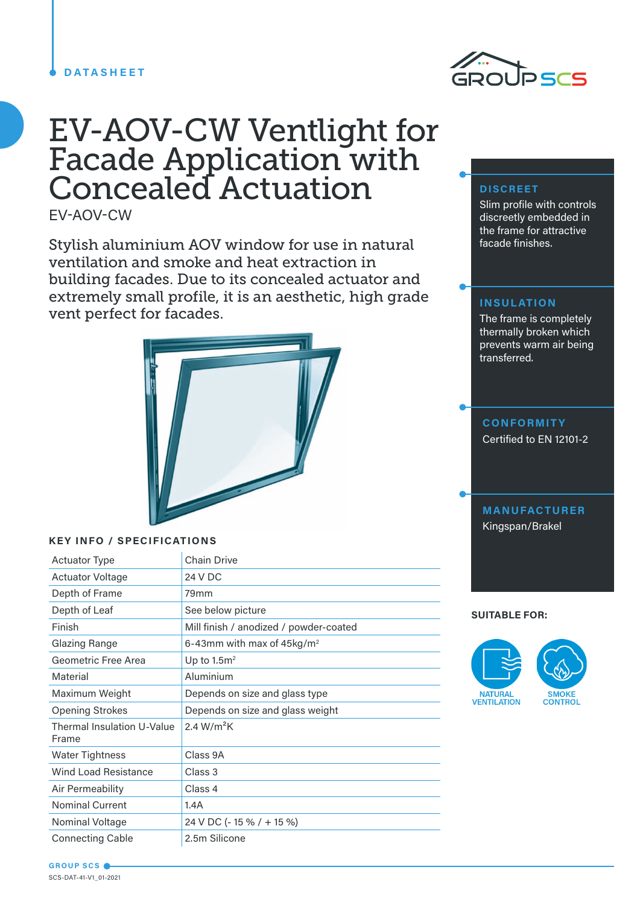DATASHEET

# EV-AOV-CW Ventlight for Facade Application with Concealed Actuation

EV-AOV-CW

Stylish aluminium AOV window for use in natural ventilation and smoke and heat extraction in building facades. Due to its concealed actuator and extremely small profile, it is an aesthetic, high grade vent perfect for facades.

## KEY INFO / SPECIFICATIONS

| | |
|---|---|
| Actuator Type | Chain Drive |
| Actuator Voltage | 24 V DC |
| Depth of Frame | 79mm |
| Depth of Leaf | See below picture |
| Finish | Mill finish / anodized / powder-coated |
| Glazing Range | 6-43mm with max of 45kg/m² |
| Geometric Free Area | Up to 1.5m² |
| Material | Aluminium |
| Maximum Weight | Depends on size and glass type |
| Opening Strokes | Depends on size and glass weight |
| Thermal Insulation U-Value Frame | 2.4 W/m²K |
| Water Tightness | Class 9A |
| Wind Load Resistance | Class 3 |
| Air Permeability | Class 4 |
| Nominal Current | 1.4A |
| Nominal Voltage | 24 V DC (- 15 % / + 15 %) |
| Connecting Cable | 2.5m Silicone |

### DISCREET
Slim profile with controls discreetly embedded in the frame for attractive facade finishes.

### INSULATION
The frame is completely thermally broken which prevents warm air being transferred.

### CONFORMITY
Certified to EN 12101-2

### MANUFACTURER
Kingspan/Brakel

**SUITABLE FOR:**

NATURAL VENTILATION

SMOKE CONTROL

SCS-DAT-41-V1_01-2021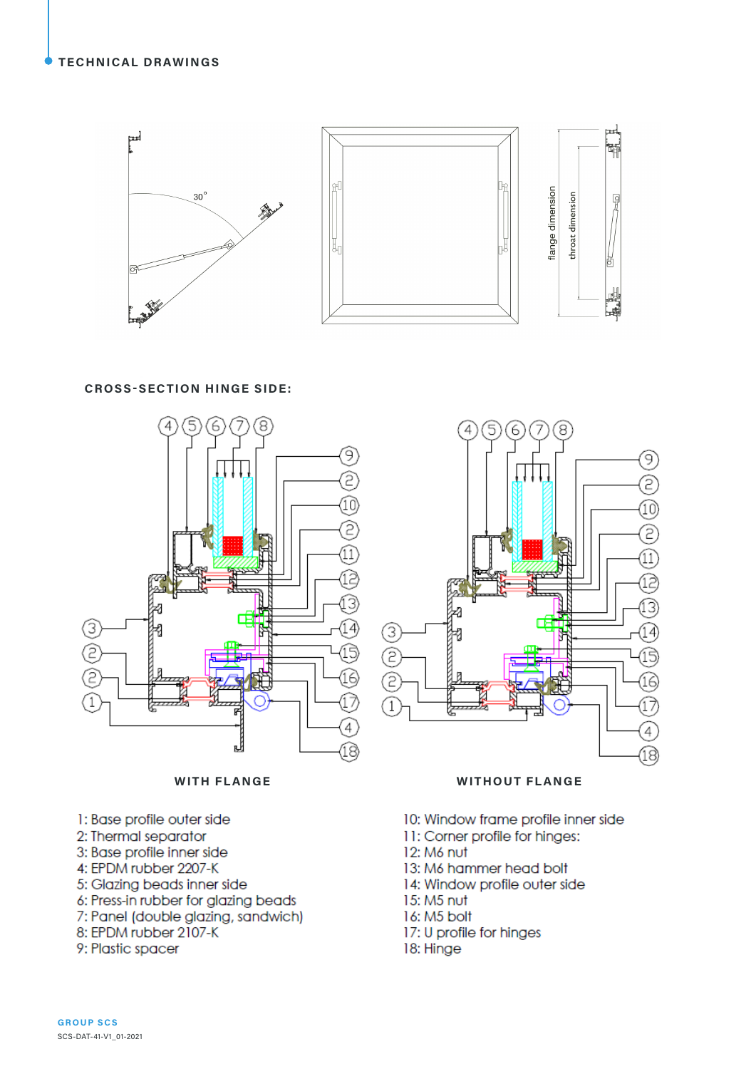# TECHNICAL DRAWINGS

## CROSS-SECTION HINGE SIDE:

WITH FLANGE

WITHOUT FLANGE

1: Base profile outer side
2: Thermal separator
3: Base profile inner side
4: EPDM rubber 2207-K
5: Glazing beads inner side
6: Press-in rubber for glazing beads
7: Panel (double glazing, sandwich)
8: EPDM rubber 2107-K
9: Plastic spacer
10: Window frame profile inner side
11: Corner profile for hinges:
12: M6 nut
13: M6 hammer head bolt
14: Window profile outer side
15: M5 nut
16: M5 bolt
17: U profile for hinges
18: Hinge

GROUP SCS
SCS-DAT-41-V1_01-2021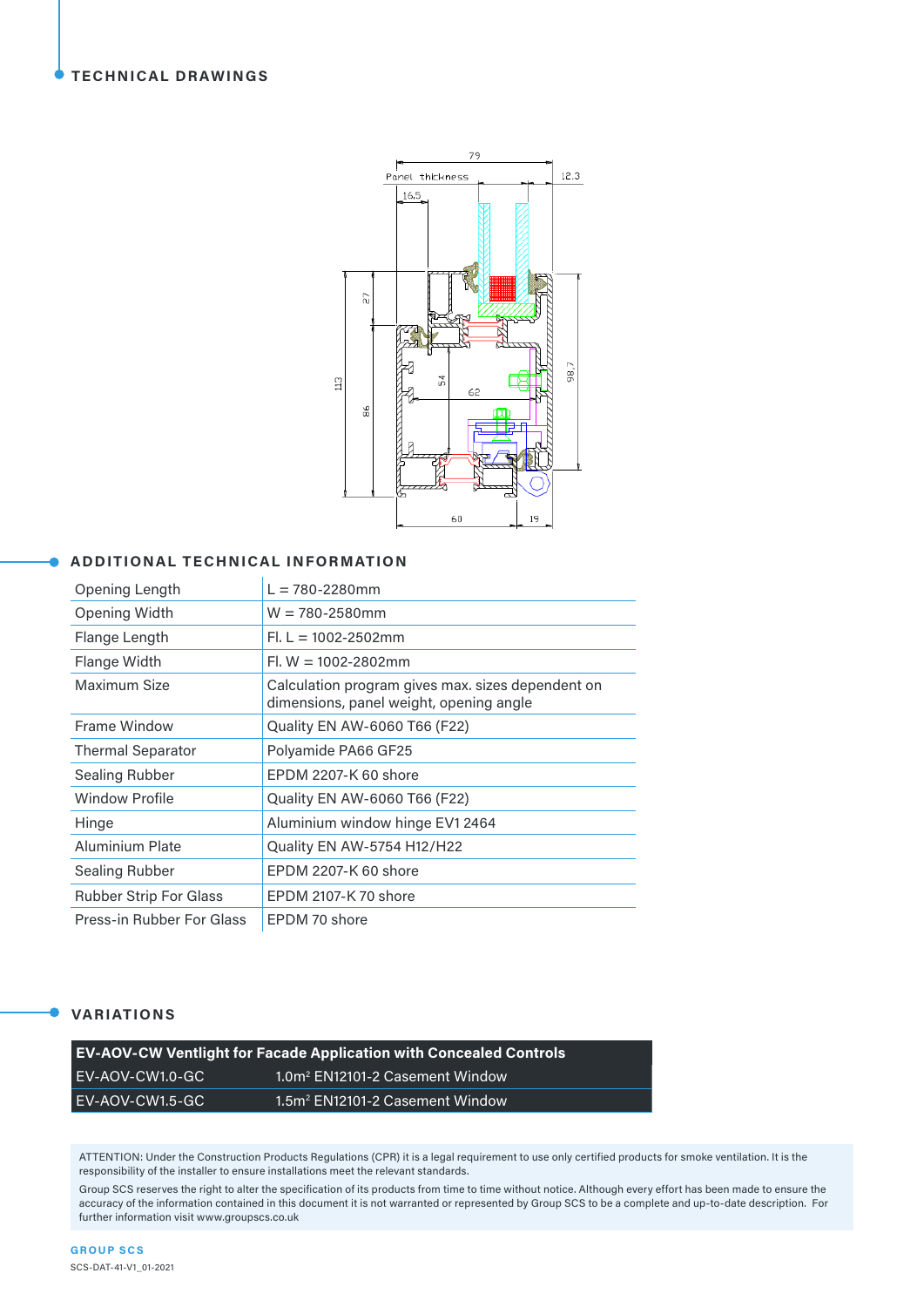## TECHNICAL DRAWINGS

79
Panel thickness
12.3
16.5
27
113
86
54
62
98.7
60
19

## ADDITIONAL TECHNICAL INFORMATION

| | |
|---|---|
| Opening Length | L = 780-2280mm |
| Opening Width | W = 780-2580mm |
| Flange Length | Fl. L = 1002-2502mm |
| Flange Width | Fl. W = 1002-2802mm |
| Maximum Size | Calculation program gives max. sizes dependent on dimensions, panel weight, opening angle |
| Frame Window | Quality EN AW-6060 T66 (F22) |
| Thermal Separator | Polyamide PA66 GF25 |
| Sealing Rubber | EPDM 2207-K 60 shore |
| Window Profile | Quality EN AW-6060 T66 (F22) |
| Hinge | Aluminium window hinge EV1 2464 |
| Aluminium Plate | Quality EN AW-5754 H12/H22 |
| Sealing Rubber | EPDM 2207-K 60 shore |
| Rubber Strip For Glass | EPDM 2107-K 70 shore |
| Press-in Rubber For Glass | EPDM 70 shore |

## VARIATIONS

| EV-AOV-CW Ventlight for Facade Application with Concealed Controls | |
|---|---|
| EV-AOV-CW1.0-GC | 1.0m² EN12101-2 Casement Window |
| EV-AOV-CW1.5-GC | 1.5m² EN12101-2 Casement Window |

ATTENTION: Under the Construction Products Regulations (CPR) it is a legal requirement to use only certified products for smoke ventilation. It is the responsibility of the installer to ensure installations meet the relevant standards.

Group SCS reserves the right to alter the specification of its products from time to time without notice. Although every effort has been made to ensure the accuracy of the information contained in this document it is not warranted or represented by Group SCS to be a complete and up-to-date description. For further information visit www.groupscs.co.uk

GROUP SCS

SCS-DAT-41-V1_01-2021